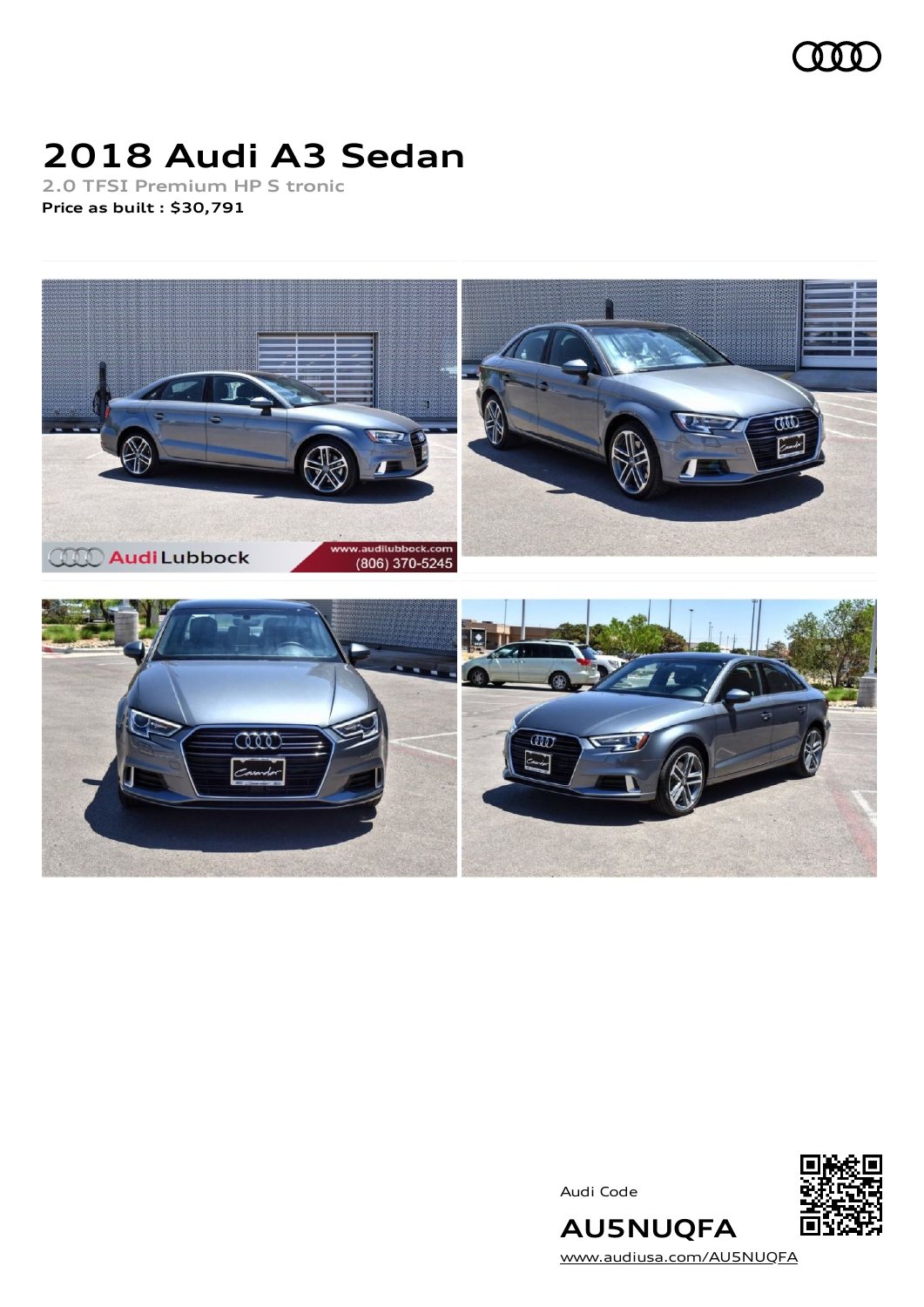# 2018 Audi A3 Sedan

2.0 TFSI Premium HP S tronic

**Price as built : $30,791**

Audi Code

**AU5NUQFA**

www.audiusa.com/AU5NUQFA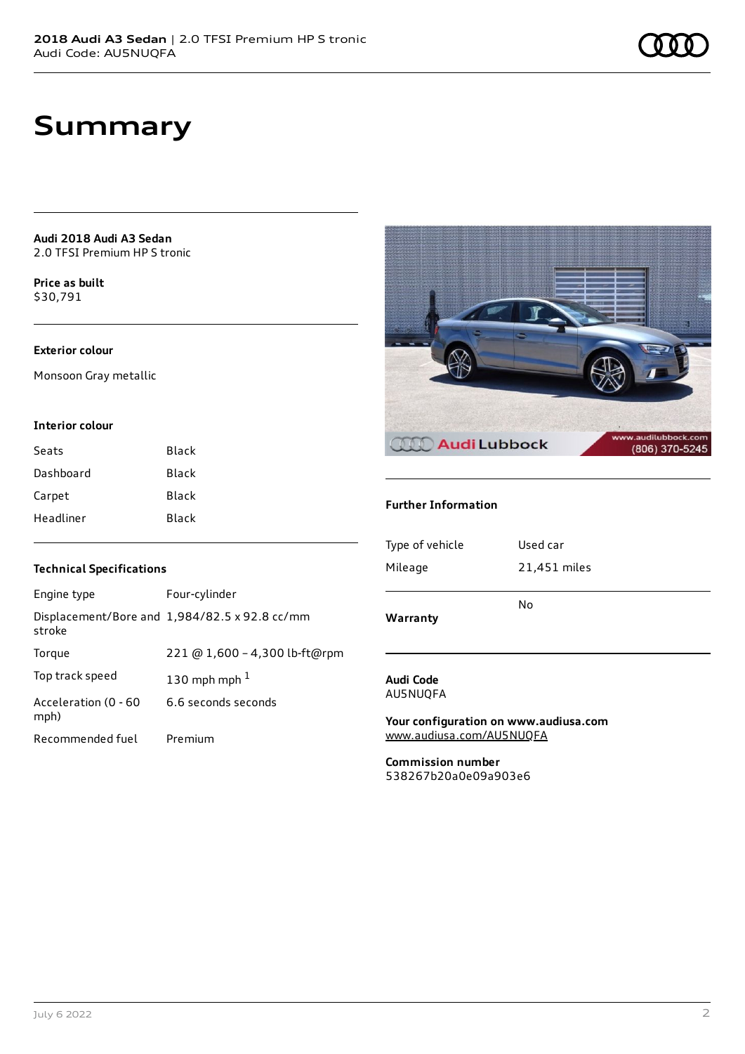# Summary

**Audi 2018 Audi A3 Sedan**
2.0 TFSI Premium HP S tronic

**Price as built**
$30,791

### Exterior colour

Monsoon Gray metallic

### Interior colour

| | |
|---|---|
| Seats | Black |
| Dashboard | Black |
| Carpet | Black |
| Headliner | Black |

### Technical Specifications

| | |
|---|---|
| Engine type | Four-cylinder |
| Displacement/Bore and stroke | 1,984/82.5 x 92.8 cc/mm |
| Torque | 221 @ 1,600 - 4,300 lb-ft@rpm |
| Top track speed | 130 mph mph [1] |
| Acceleration (0 - 60 mph) | 6.6 seconds seconds |
| Recommended fuel | Premium |

### Further Information

| | |
|---|---|
| Type of vehicle | Used car |
| Mileage | 21,451 miles |
| **Warranty** | No |

**Audi Code**
AU5NUQFA

**Your configuration on www.audiusa.com**
www.audiusa.com/AU5NUQFA

**Commission number**
538267b20a0e09a903e6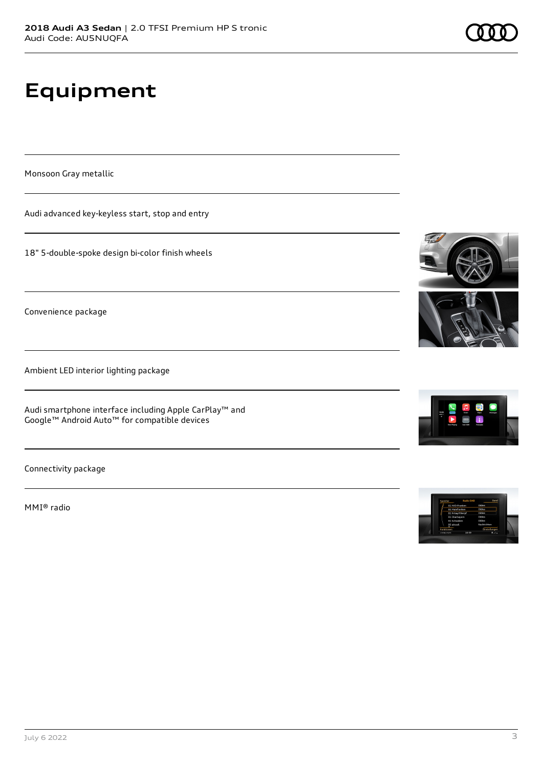# Equipment

Monsoon Gray metallic

Audi advanced key-keyless start, stop and entry

18" 5-double-spoke design bi-color finish wheels

Convenience package

Ambient LED interior lighting package

Audi smartphone interface including Apple CarPlay™ and Google™ Android Auto™ for compatible devices

Connectivity package

MMI® radio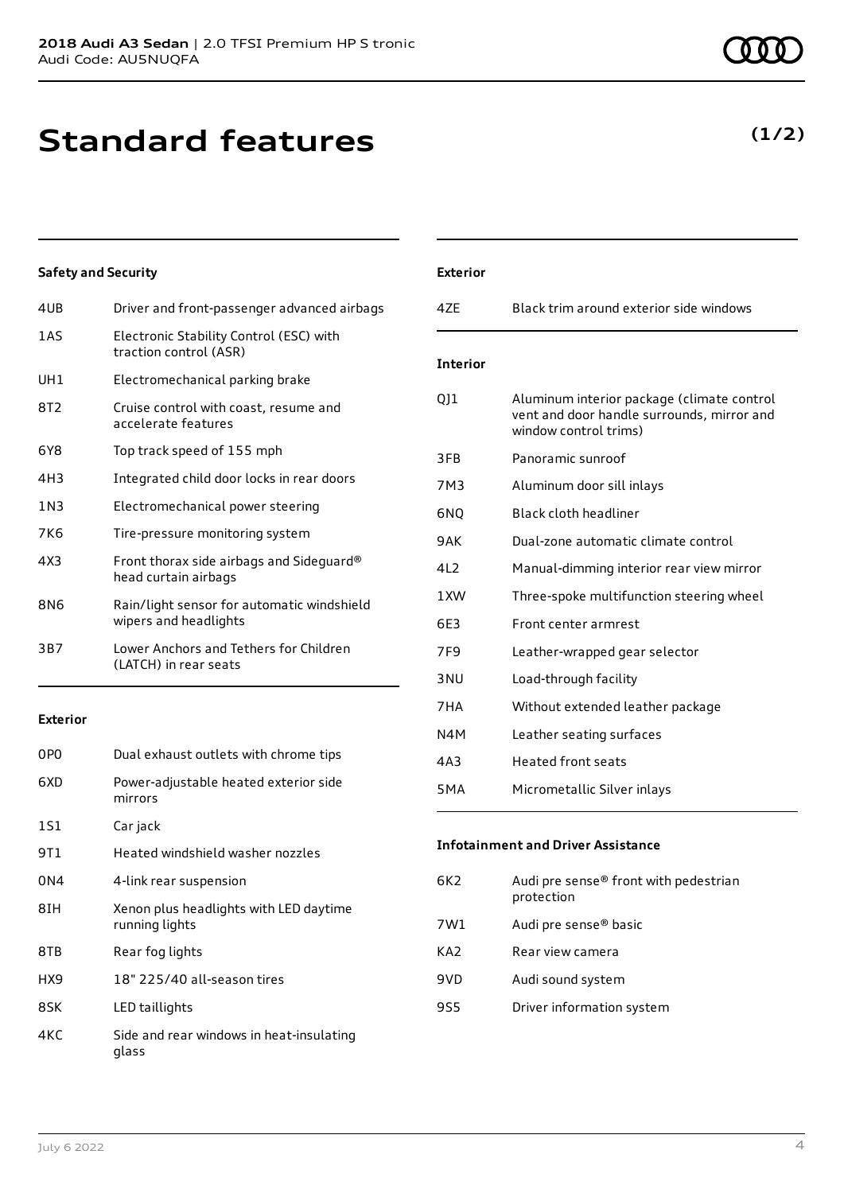# Standard features

**(1/2)**

### Safety and Security

| | |
|---|---|
| 4UB | Driver and front-passenger advanced airbags |
| 1AS | Electronic Stability Control (ESC) with traction control (ASR) |
| UH1 | Electromechanical parking brake |
| 8T2 | Cruise control with coast, resume and accelerate features |
| 6Y8 | Top track speed of 155 mph |
| 4H3 | Integrated child door locks in rear doors |
| 1N3 | Electromechanical power steering |
| 7K6 | Tire-pressure monitoring system |
| 4X3 | Front thorax side airbags and Sideguard® head curtain airbags |
| 8N6 | Rain/light sensor for automatic windshield wipers and headlights |
| 3B7 | Lower Anchors and Tethers for Children (LATCH) in rear seats |

### Exterior

| | |
|---|---|
| 0P0 | Dual exhaust outlets with chrome tips |
| 6XD | Power-adjustable heated exterior side mirrors |
| 1S1 | Car jack |
| 9T1 | Heated windshield washer nozzles |
| 0N4 | 4-link rear suspension |
| 8IH | Xenon plus headlights with LED daytime running lights |
| 8TB | Rear fog lights |
| HX9 | 18" 225/40 all-season tires |
| 8SK | LED taillights |
| 4KC | Side and rear windows in heat-insulating glass |

### Exterior

| | |
|---|---|
| 4ZE | Black trim around exterior side windows |

### Interior

| | |
|---|---|
| QJ1 | Aluminum interior package (climate control vent and door handle surrounds, mirror and window control trims) |
| 3FB | Panoramic sunroof |
| 7M3 | Aluminum door sill inlays |
| 6NQ | Black cloth headliner |
| 9AK | Dual-zone automatic climate control |
| 4L2 | Manual-dimming interior rear view mirror |
| 1XW | Three-spoke multifunction steering wheel |
| 6E3 | Front center armrest |
| 7F9 | Leather-wrapped gear selector |
| 3NU | Load-through facility |
| 7HA | Without extended leather package |
| N4M | Leather seating surfaces |
| 4A3 | Heated front seats |
| 5MA | Micrometallic Silver inlays |

### Infotainment and Driver Assistance

| | |
|---|---|
| 6K2 | Audi pre sense® front with pedestrian protection |
| 7W1 | Audi pre sense® basic |
| KA2 | Rear view camera |
| 9VD | Audi sound system |
| 9S5 | Driver information system |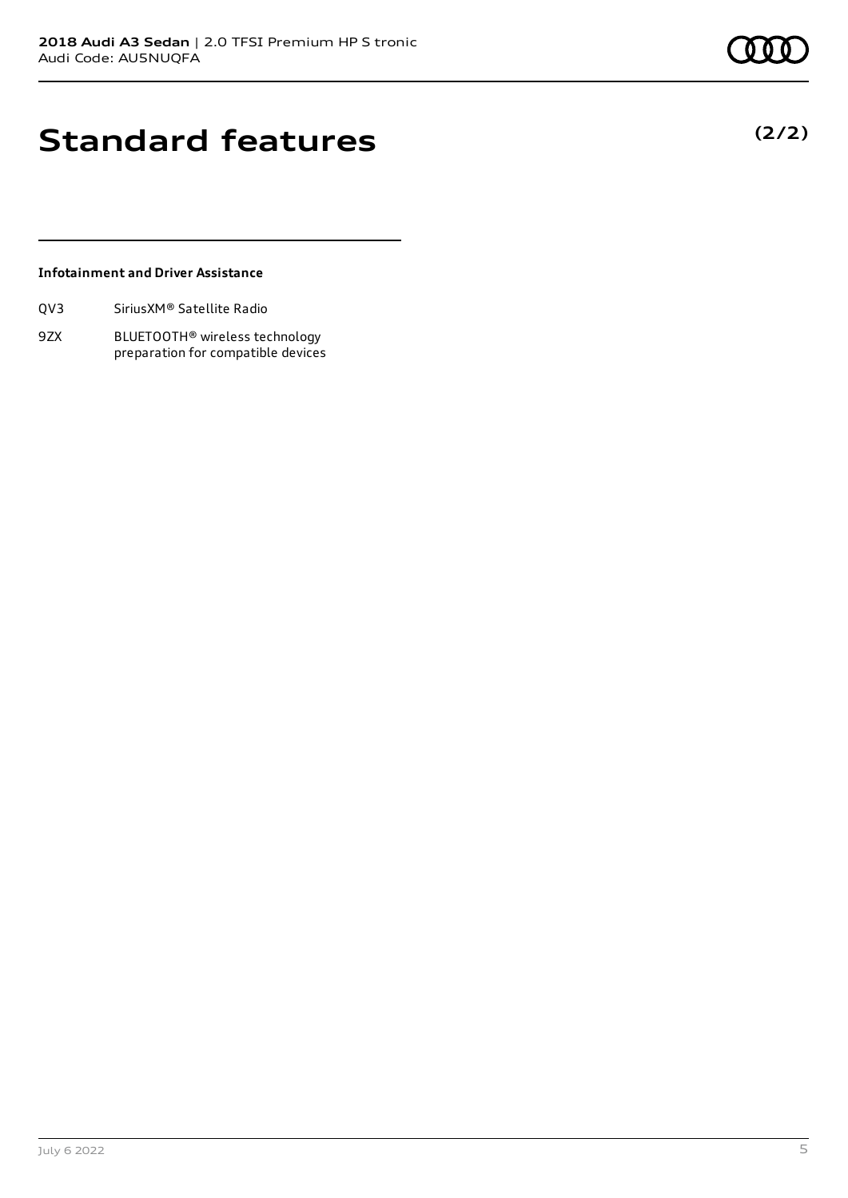# Standard features

**(2/2)**

### Infotainment and Driver Assistance

| | |
|---|---|
| QV3 | SiriusXM® Satellite Radio |
| 9ZX | BLUETOOTH® wireless technology preparation for compatible devices |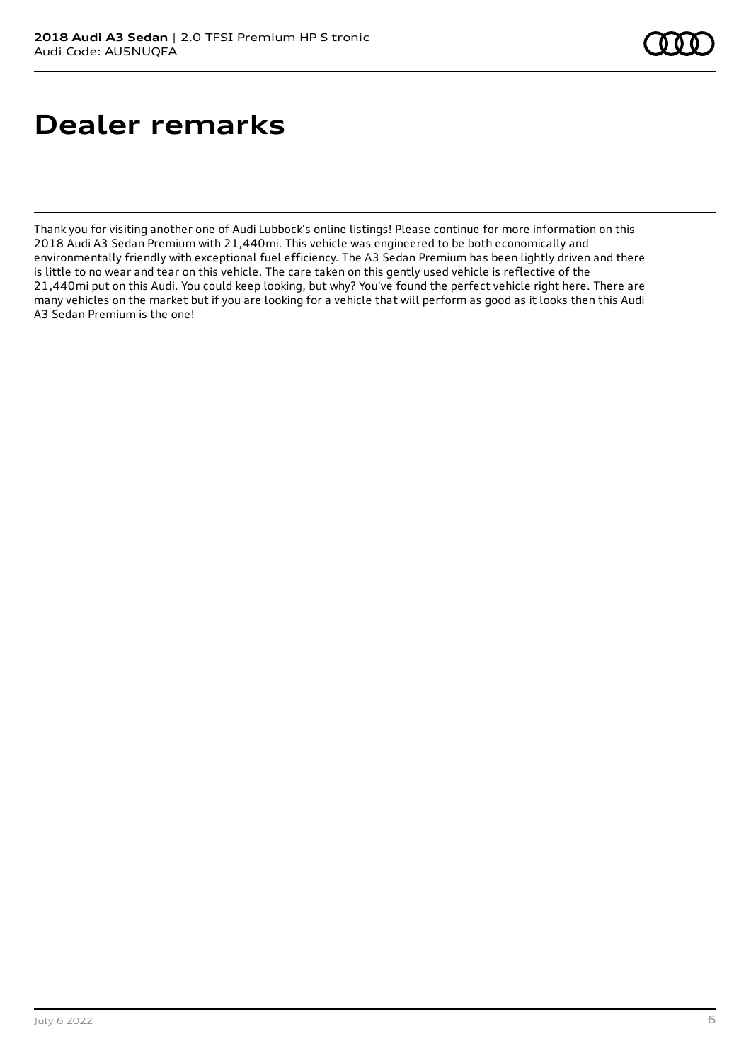# Dealer remarks

Thank you for visiting another one of Audi Lubbock's online listings! Please continue for more information on this 2018 Audi A3 Sedan Premium with 21,440mi. This vehicle was engineered to be both economically and environmentally friendly with exceptional fuel efficiency. The A3 Sedan Premium has been lightly driven and there is little to no wear and tear on this vehicle. The care taken on this gently used vehicle is reflective of the 21,440mi put on this Audi. You could keep looking, but why? You've found the perfect vehicle right here. There are many vehicles on the market but if you are looking for a vehicle that will perform as good as it looks then this Audi A3 Sedan Premium is the one!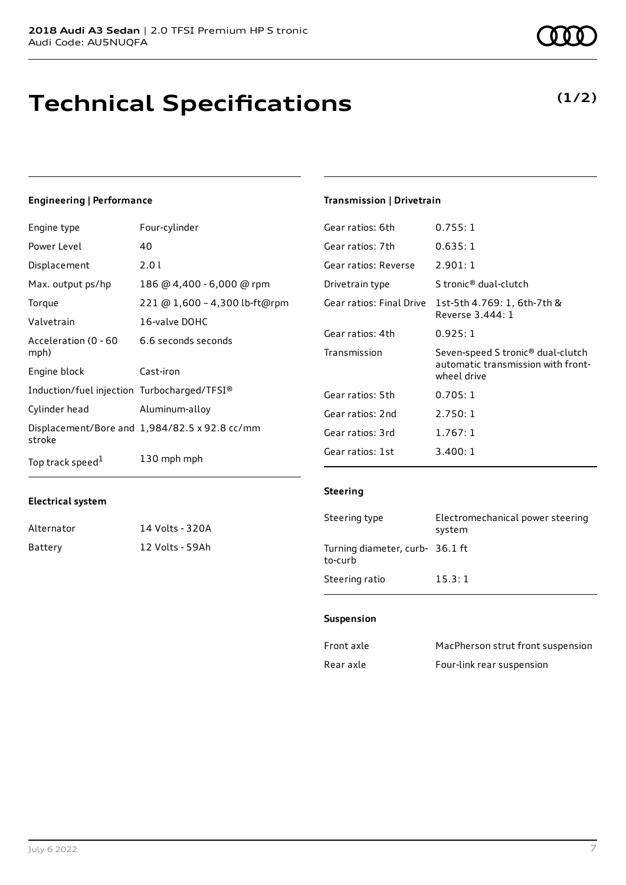# Technical Specifications

**(1/2)**

### Engineering | Performance

| | |
|---|---|
| Engine type | Four-cylinder |
| Power Level | 40 |
| Displacement | 2.0 l |
| Max. output ps/hp | 186 @ 4,400 - 6,000 @ rpm |
| Torque | 221 @ 1,600 – 4,300 lb-ft@rpm |
| Valvetrain | 16-valve DOHC |
| Acceleration (0 - 60 mph) | 6.6 seconds seconds |
| Engine block | Cast-iron |
| Induction/fuel injection | Turbocharged/TFSI® |
| Cylinder head | Aluminum-alloy |
| Displacement/Bore and stroke | 1,984/82.5 x 92.8 cc/mm |
| Top track speed[1] | 130 mph mph |

### Electrical system

| | |
|---|---|
| Alternator | 14 Volts - 320A |
| Battery | 12 Volts - 59Ah |

### Transmission | Drivetrain

| | |
|---|---|
| Gear ratios: 6th | 0.755: 1 |
| Gear ratios: 7th | 0.635: 1 |
| Gear ratios: Reverse | 2.901: 1 |
| Drivetrain type | S tronic® dual-clutch |
| Gear ratios: Final Drive | 1st-5th 4.769: 1, 6th-7th & Reverse 3.444: 1 |
| Gear ratios: 4th | 0.925: 1 |
| Transmission | Seven-speed S tronic® dual-clutch automatic transmission with front-wheel drive |
| Gear ratios: 5th | 0.705: 1 |
| Gear ratios: 2nd | 2.750: 1 |
| Gear ratios: 3rd | 1.767: 1 |
| Gear ratios: 1st | 3.400: 1 |

### Steering

| | |
|---|---|
| Steering type | Electromechanical power steering system |
| Turning diameter, curb-to-curb | 36.1 ft |
| Steering ratio | 15.3: 1 |

### Suspension

| | |
|---|---|
| Front axle | MacPherson strut front suspension |
| Rear axle | Four-link rear suspension |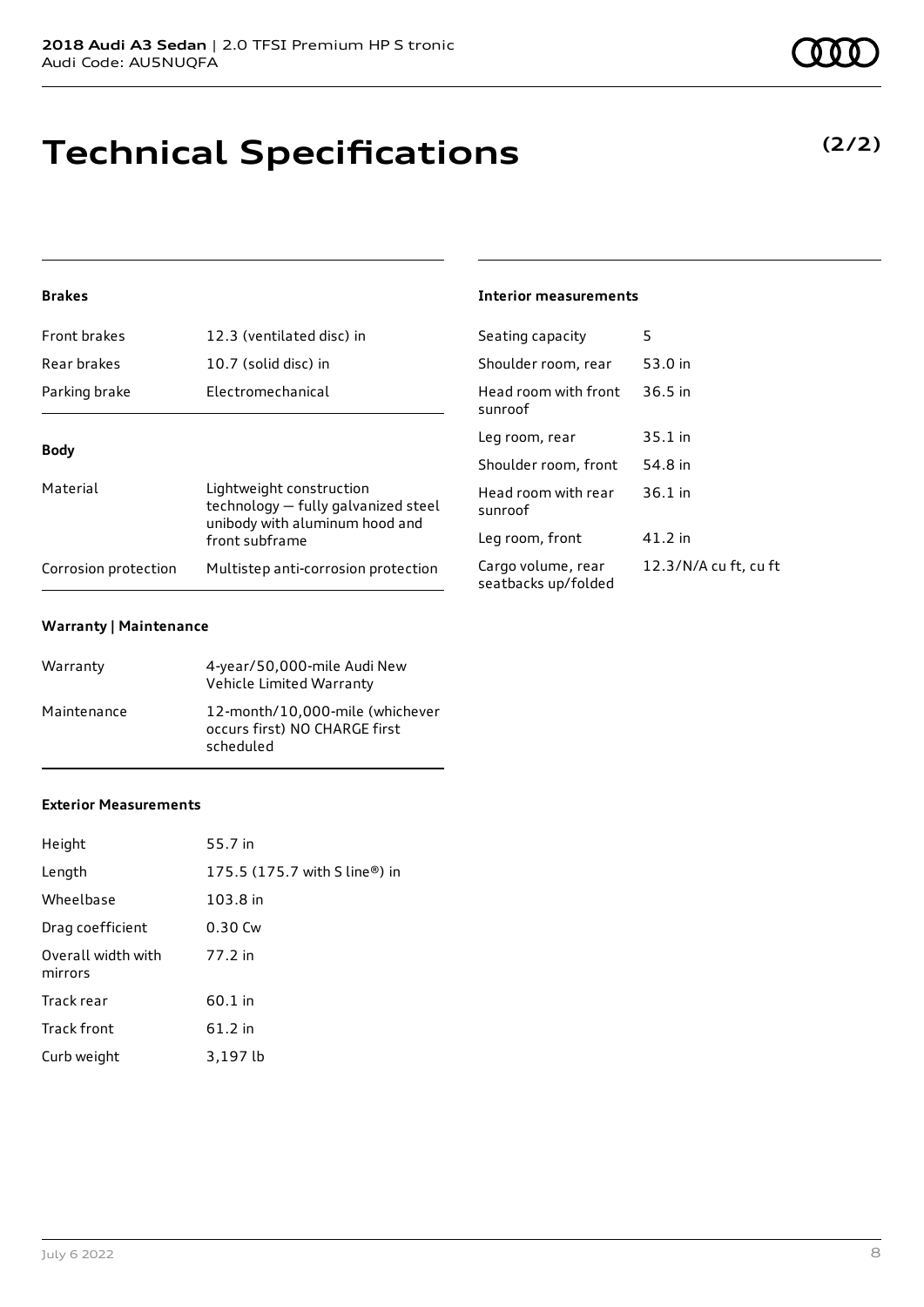# Technical Specifications

**(2/2)**

### Brakes

| | |
|---|---|
| Front brakes | 12.3 (ventilated disc) in |
| Rear brakes | 10.7 (solid disc) in |
| Parking brake | Electromechanical |

### Body

| | |
|---|---|
| Material | Lightweight construction technology — fully galvanized steel unibody with aluminum hood and front subframe |
| Corrosion protection | Multistep anti-corrosion protection |

### Warranty | Maintenance

| | |
|---|---|
| Warranty | 4-year/50,000-mile Audi New Vehicle Limited Warranty |
| Maintenance | 12-month/10,000-mile (whichever occurs first) NO CHARGE first scheduled |

### Exterior Measurements

| | |
|---|---|
| Height | 55.7 in |
| Length | 175.5 (175.7 with S line®) in |
| Wheelbase | 103.8 in |
| Drag coefficient | 0.30 Cw |
| Overall width with mirrors | 77.2 in |
| Track rear | 60.1 in |
| Track front | 61.2 in |
| Curb weight | 3,197 lb |

### Interior measurements

| | |
|---|---|
| Seating capacity | 5 |
| Shoulder room, rear | 53.0 in |
| Head room with front sunroof | 36.5 in |
| Leg room, rear | 35.1 in |
| Shoulder room, front | 54.8 in |
| Head room with rear sunroof | 36.1 in |
| Leg room, front | 41.2 in |
| Cargo volume, rear seatbacks up/folded | 12.3/N/A cu ft, cu ft |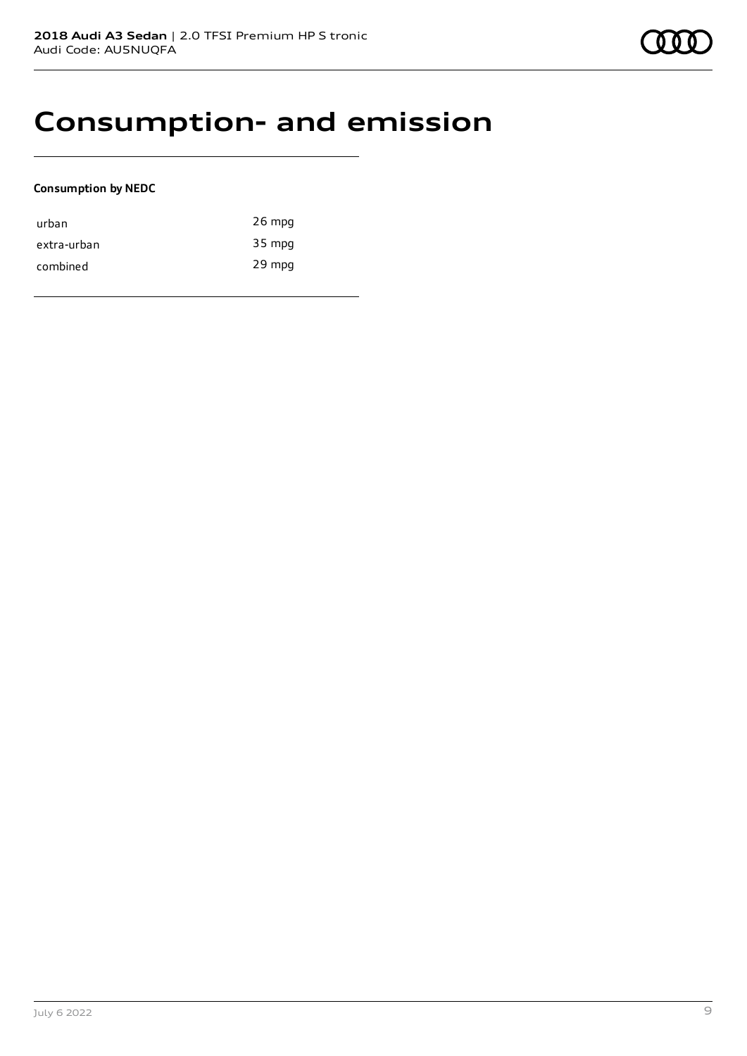# Consumption- and emission

**Consumption by NEDC**

| | |
|---|---|
| urban | 26 mpg |
| extra-urban | 35 mpg |
| combined | 29 mpg |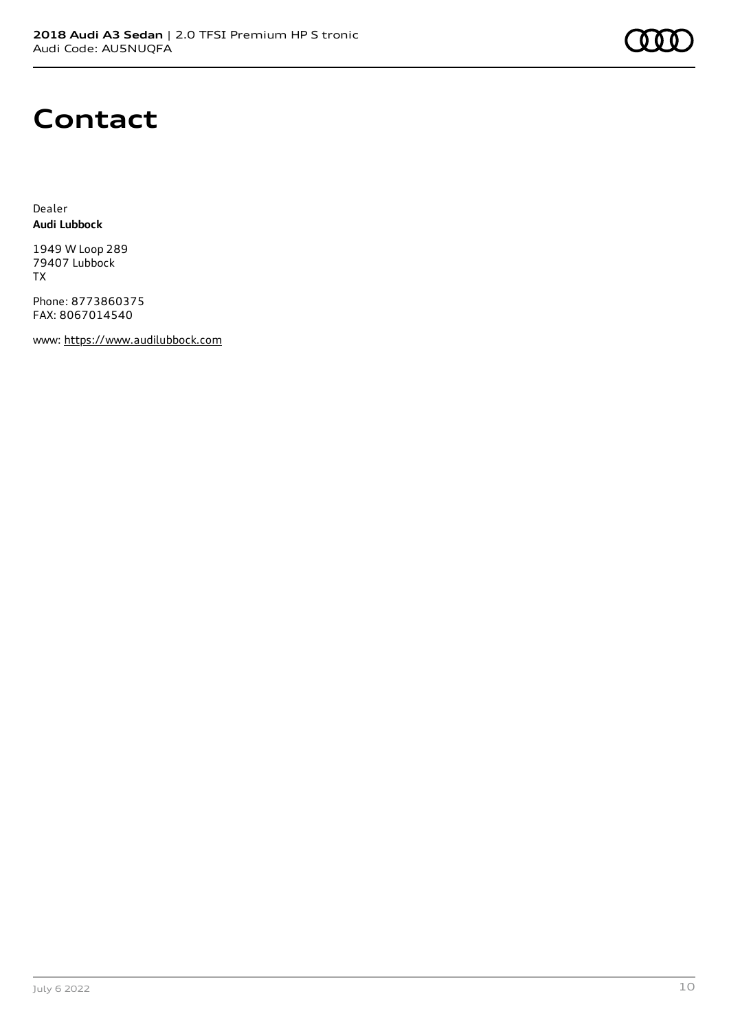# Contact

Dealer
**Audi Lubbock**

1949 W Loop 289
79407 Lubbock
TX

Phone: 8773860375
FAX: 8067014540

www: https://www.audilubbock.com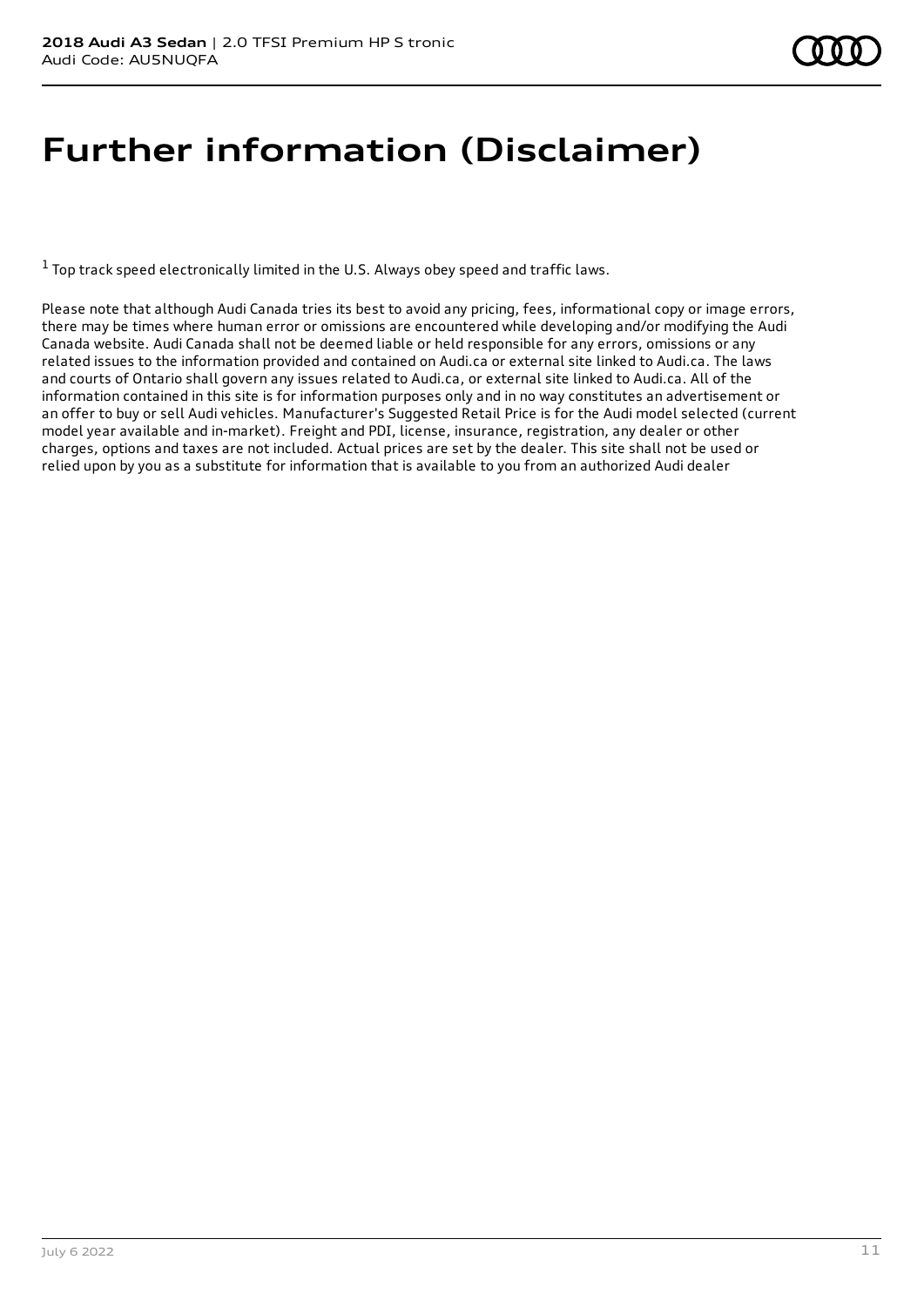# Further information (Disclaimer)

[1] Top track speed electronically limited in the U.S. Always obey speed and traffic laws.

Please note that although Audi Canada tries its best to avoid any pricing, fees, informational copy or image errors, there may be times where human error or omissions are encountered while developing and/or modifying the Audi Canada website. Audi Canada shall not be deemed liable or held responsible for any errors, omissions or any related issues to the information provided and contained on Audi.ca or external site linked to Audi.ca. The laws and courts of Ontario shall govern any issues related to Audi.ca, or external site linked to Audi.ca. All of the information contained in this site is for information purposes only and in no way constitutes an advertisement or an offer to buy or sell Audi vehicles. Manufacturer's Suggested Retail Price is for the Audi model selected (current model year available and in-market). Freight and PDI, license, insurance, registration, any dealer or other charges, options and taxes are not included. Actual prices are set by the dealer. This site shall not be used or relied upon by you as a substitute for information that is available to you from an authorized Audi dealer